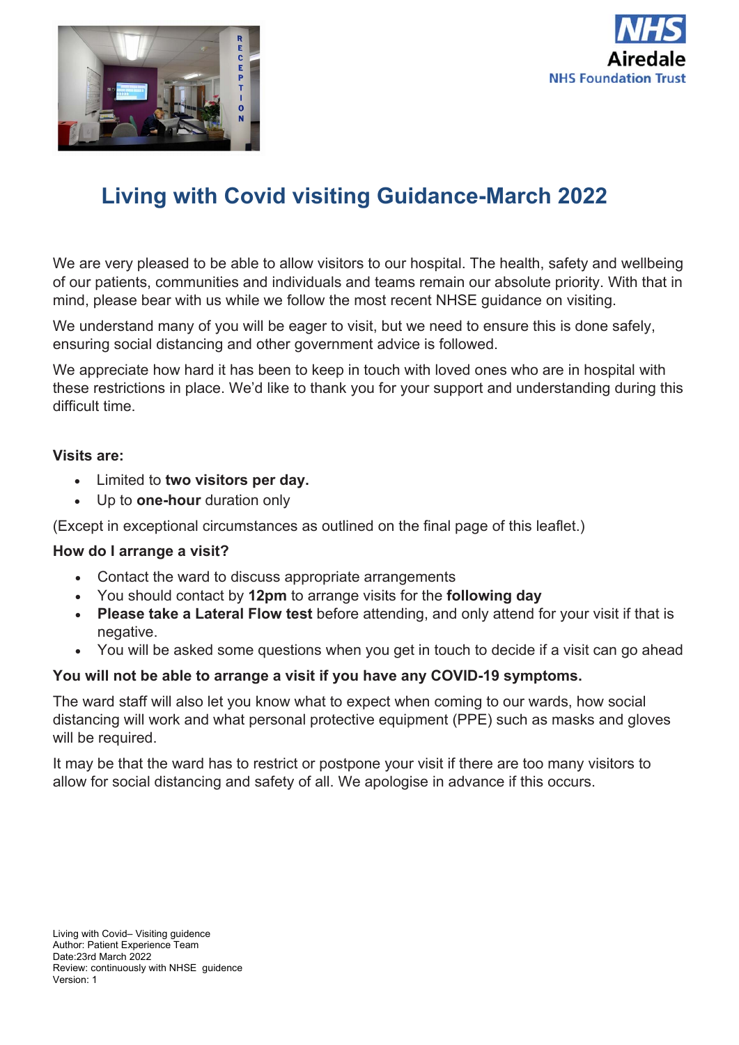# Living with Covid visiting Guidance-March 2022

We are very pleased to be able to allow visitors to our hospital. The health, safety and wellbeing of our patients, communities and individuals and teams remain our absolute priority. With that in mind, please bear with us while we follow the most recent NHSE guidance on visiting.

We understand many of you will be eager to visit, but we need to ensure this is done safely, ensuring social distancing and other government advice is followed.

We appreciate how hard it has been to keep in touch with loved ones who are in hospital with these restrictions in place. We'd like to thank you for your support and understanding during this difficult time.

**Visits are:**

- Limited to **two visitors per day.**
- Up to **one-hour** duration only

(Except in exceptional circumstances as outlined on the final page of this leaflet.)

**How do I arrange a visit?**

- Contact the ward to discuss appropriate arrangements
- You should contact by **12pm** to arrange visits for the **following day**
- **Please take a Lateral Flow test** before attending, and only attend for your visit if that is negative.
- You will be asked some questions when you get in touch to decide if a visit can go ahead

**You will not be able to arrange a visit if you have any COVID-19 symptoms.**

The ward staff will also let you know what to expect when coming to our wards, how social distancing will work and what personal protective equipment (PPE) such as masks and gloves will be required.

It may be that the ward has to restrict or postpone your visit if there are too many visitors to allow for social distancing and safety of all. We apologise in advance if this occurs.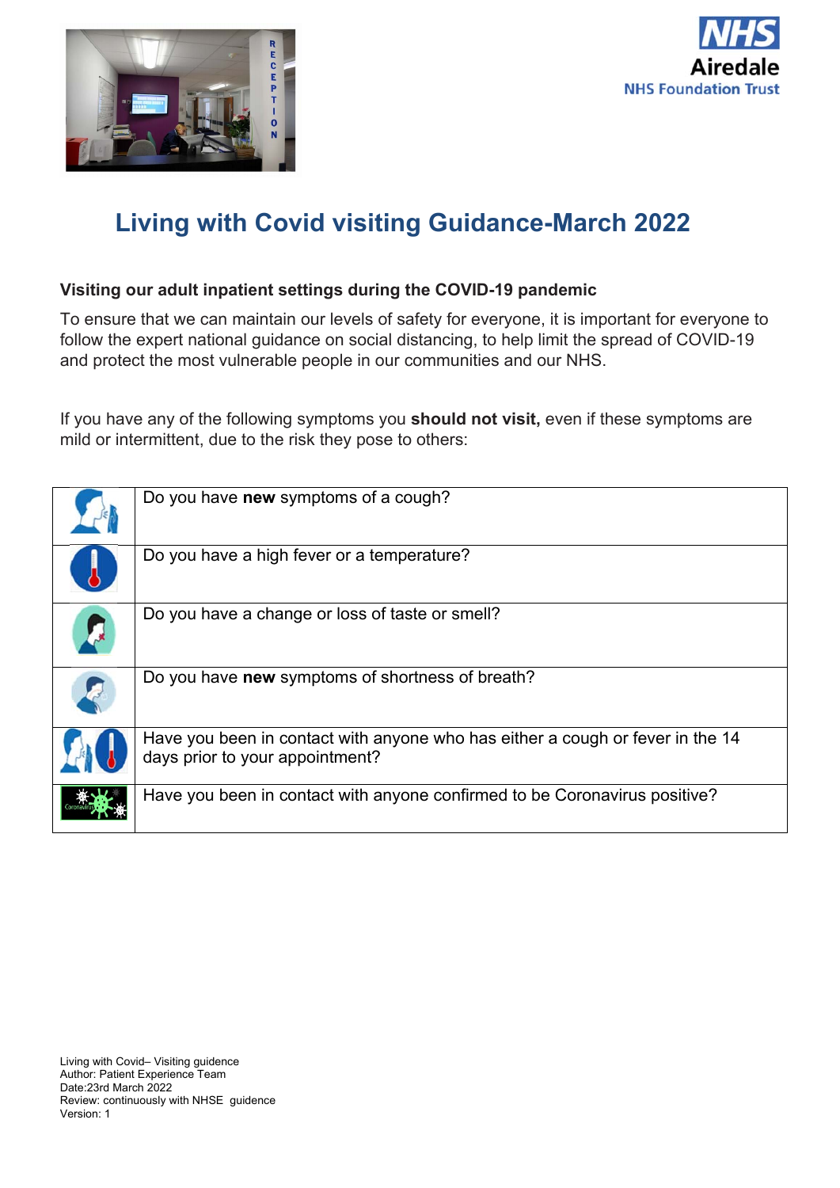# Living with Covid visiting Guidance-March 2022

**Visiting our adult inpatient settings during the COVID-19 pandemic**

To ensure that we can maintain our levels of safety for everyone, it is important for everyone to follow the expert national guidance on social distancing, to help limit the spread of COVID-19 and protect the most vulnerable people in our communities and our NHS.

If you have any of the following symptoms you **should not visit,** even if these symptoms are mild or intermittent, due to the risk they pose to others:

| | |
|---|---|
| | Do you have **new** symptoms of a cough? |
| | Do you have a high fever or a temperature? |
| | Do you have a change or loss of taste or smell? |
| | Do you have **new** symptoms of shortness of breath? |
| | Have you been in contact with anyone who has either a cough or fever in the 14 days prior to your appointment? |
| | Have you been in contact with anyone confirmed to be Coronavirus positive? |

Living with Covid– Visiting guidence
Author: Patient Experience Team
Date:23rd March 2022
Review: continuously with NHSE guidence
Version: 1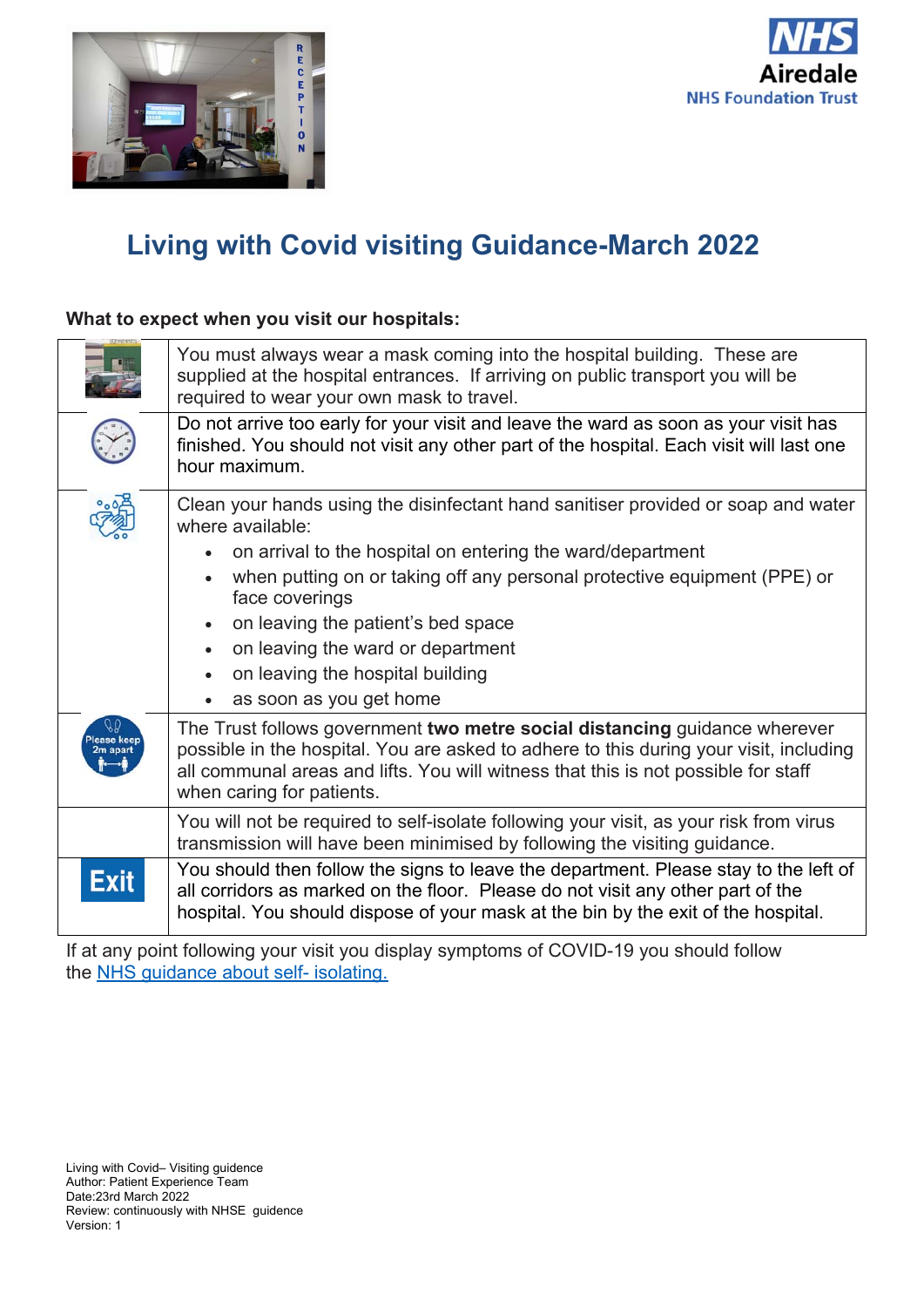# Living with Covid visiting Guidance-March 2022

**What to expect when you visit our hospitals:**

| | |
|---|---|
| | You must always wear a mask coming into the hospital building. These are supplied at the hospital entrances. If arriving on public transport you will be required to wear your own mask to travel. |
| | Do not arrive too early for your visit and leave the ward as soon as your visit has finished. You should not visit any other part of the hospital. Each visit will last one hour maximum. |
| | Clean your hands using the disinfectant hand sanitiser provided or soap and water where available:<br>• on arrival to the hospital on entering the ward/department<br>• when putting on or taking off any personal protective equipment (PPE) or face coverings<br>• on leaving the patient's bed space<br>• on leaving the ward or department<br>• on leaving the hospital building<br>• as soon as you get home |
| Please keep 2m apart | The Trust follows government **two metre social distancing** guidance wherever possible in the hospital. You are asked to adhere to this during your visit, including all communal areas and lifts. You will witness that this is not possible for staff when caring for patients. |
| | You will not be required to self-isolate following your visit, as your risk from virus transmission will have been minimised by following the visiting guidance. |
| Exit | You should then follow the signs to leave the department. Please stay to the left of all corridors as marked on the floor. Please do not visit any other part of the hospital. You should dispose of your mask at the bin by the exit of the hospital. |

If at any point following your visit you display symptoms of COVID-19 you should follow the [NHS guidance about self- isolating.]

Living with Covid– Visiting guidence
Author: Patient Experience Team
Date:23rd March 2022
Review: continuously with NHSE guidence
Version: 1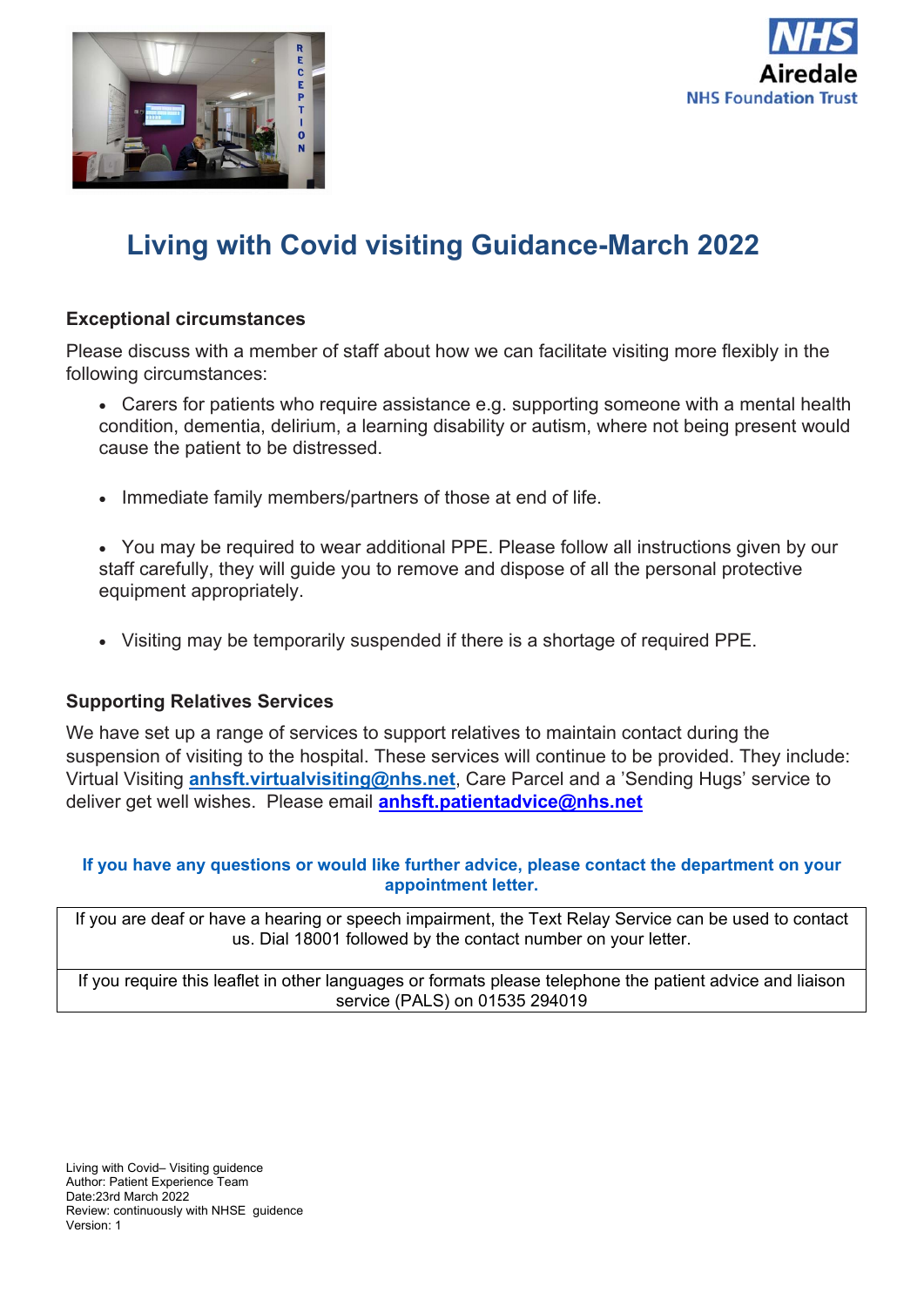# Living with Covid visiting Guidance-March 2022

### Exceptional circumstances

Please discuss with a member of staff about how we can facilitate visiting more flexibly in the following circumstances:

- Carers for patients who require assistance e.g. supporting someone with a mental health condition, dementia, delirium, a learning disability or autism, where not being present would cause the patient to be distressed.

- Immediate family members/partners of those at end of life.

- You may be required to wear additional PPE. Please follow all instructions given by our staff carefully, they will guide you to remove and dispose of all the personal protective equipment appropriately.

- Visiting may be temporarily suspended if there is a shortage of required PPE.

### Supporting Relatives Services

We have set up a range of services to support relatives to maintain contact during the suspension of visiting to the hospital. These services will continue to be provided. They include: Virtual Visiting **anhsft.virtualvisiting@nhs.net**, Care Parcel and a 'Sending Hugs' service to deliver get well wishes. Please email **anhsft.patientadvice@nhs.net**

**If you have any questions or would like further advice, please contact the department on your appointment letter.**

| |
|---|
| If you are deaf or have a hearing or speech impairment, the Text Relay Service can be used to contact us. Dial 18001 followed by the contact number on your letter. |
| If you require this leaflet in other languages or formats please telephone the patient advice and liaison service (PALS) on 01535 294019 |

Living with Covid– Visiting guidence
Author: Patient Experience Team
Date:23rd March 2022
Review: continuously with NHSE guidence
Version: 1